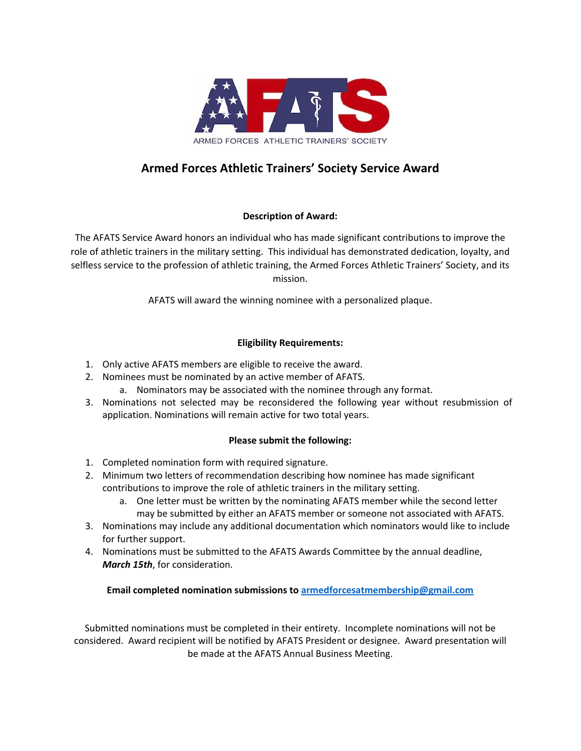AFATS

ARMED FORCES ATHLETIC TRAINERS' SOCIETY

# Armed Forces Athletic Trainers' Society Service Award

**Description of Award:**

The AFATS Service Award honors an individual who has made significant contributions to improve the role of athletic trainers in the military setting. This individual has demonstrated dedication, loyalty, and selfless service to the profession of athletic training, the Armed Forces Athletic Trainers' Society, and its mission.

AFATS will award the winning nominee with a personalized plaque.

**Eligibility Requirements:**

1. Only active AFATS members are eligible to receive the award.
2. Nominees must be nominated by an active member of AFATS.
   a. Nominators may be associated with the nominee through any format.
3. Nominations not selected may be reconsidered the following year without resubmission of application. Nominations will remain active for two total years.

**Please submit the following:**

1. Completed nomination form with required signature.
2. Minimum two letters of recommendation describing how nominee has made significant contributions to improve the role of athletic trainers in the military setting.
   a. One letter must be written by the nominating AFATS member while the second letter may be submitted by either an AFATS member or someone not associated with AFATS.
3. Nominations may include any additional documentation which nominators would like to include for further support.
4. Nominations must be submitted to the AFATS Awards Committee by the annual deadline, ***March 15th***, for consideration.

**Email completed nomination submissions to armedforcesatmembership@gmail.com**

Submitted nominations must be completed in their entirety. Incomplete nominations will not be considered. Award recipient will be notified by AFATS President or designee. Award presentation will be made at the AFATS Annual Business Meeting.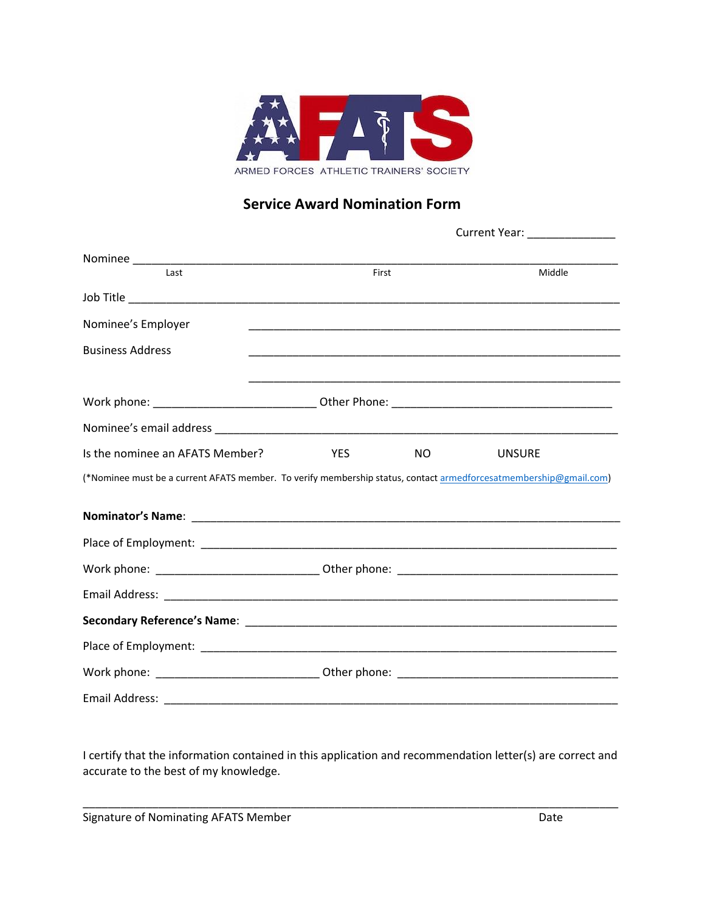AFATS

ARMED FORCES ATHLETIC TRAINERS' SOCIETY

## Service Award Nomination Form

Current Year: ______________

Nominee ________________________________________________________________________
Last First Middle

Job Title ________________________________________________________________________

Nominee's Employer ______________________________________________________________

Business Address ________________________________________________________________

________________________________________________________________

Work phone: __________________________ Other Phone: ___________________________________

Nominee's email address ___________________________________________________________

Is the nominee an AFATS Member? YES NO UNSURE

(*Nominee must be a current AFATS member. To verify membership status, contact armedforcesatmembership@gmail.com)

**Nominator's Name**: ______________________________________________________________

Place of Employment: ______________________________________________________________

Work phone: __________________________ Other phone: ___________________________________

Email Address: ____________________________________________________________________

**Secondary Reference's Name**: ______________________________________________________

Place of Employment: ______________________________________________________________

Work phone: __________________________ Other phone: ___________________________________

Email Address: ____________________________________________________________________

I certify that the information contained in this application and recommendation letter(s) are correct and accurate to the best of my knowledge.

________________________________________________________________________________

Signature of Nominating AFATS Member Date